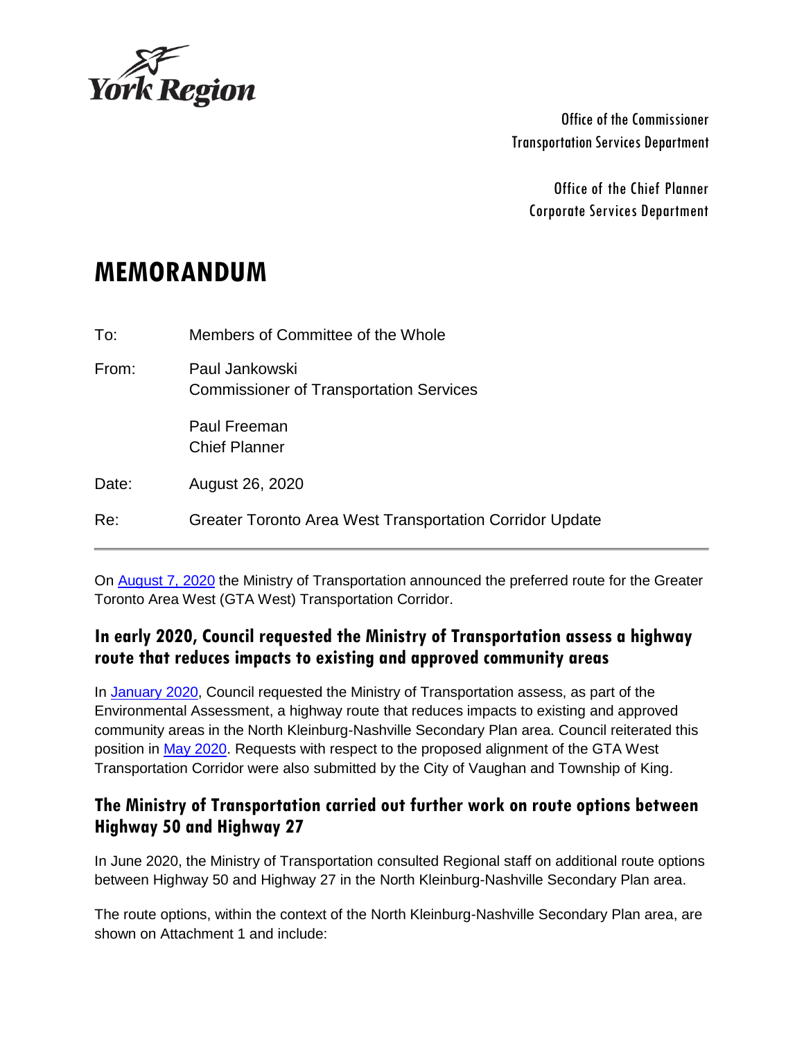Office of the Commissioner
Transportation Services Department

Office of the Chief Planner
Corporate Services Department

# MEMORANDUM

To: Members of Committee of the Whole

From: Paul Jankowski
Commissioner of Transportation Services

Paul Freeman
Chief Planner

Date: August 26, 2020

Re: Greater Toronto Area West Transportation Corridor Update

---

On August 7, 2020 the Ministry of Transportation announced the preferred route for the Greater Toronto Area West (GTA West) Transportation Corridor.

## In early 2020, Council requested the Ministry of Transportation assess a highway route that reduces impacts to existing and approved community areas

In January 2020, Council requested the Ministry of Transportation assess, as part of the Environmental Assessment, a highway route that reduces impacts to existing and approved community areas in the North Kleinburg-Nashville Secondary Plan area. Council reiterated this position in May 2020. Requests with respect to the proposed alignment of the GTA West Transportation Corridor were also submitted by the City of Vaughan and Township of King.

## The Ministry of Transportation carried out further work on route options between Highway 50 and Highway 27

In June 2020, the Ministry of Transportation consulted Regional staff on additional route options between Highway 50 and Highway 27 in the North Kleinburg-Nashville Secondary Plan area.

The route options, within the context of the North Kleinburg-Nashville Secondary Plan area, are shown on Attachment 1 and include: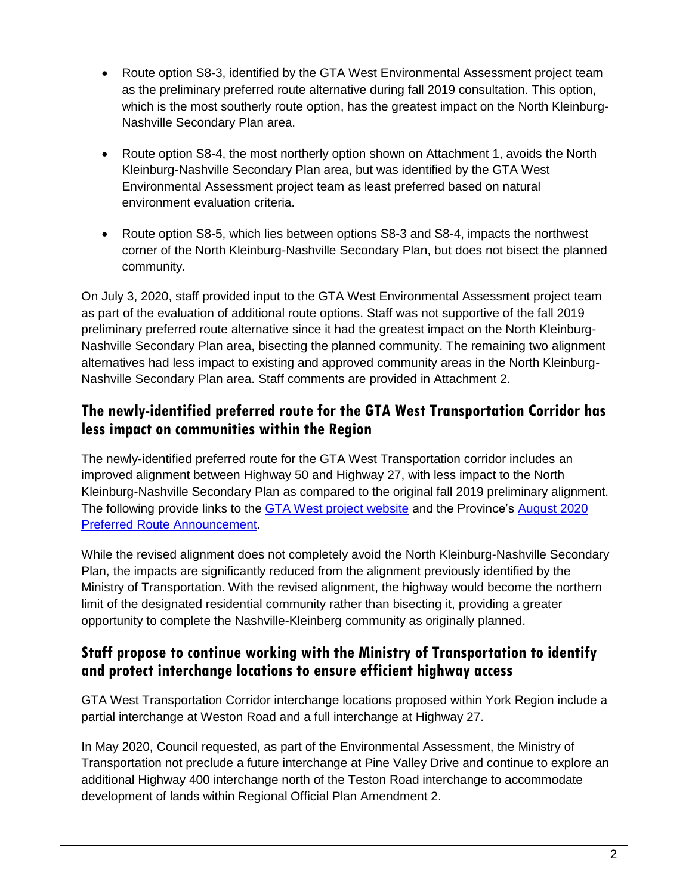- Route option S8-3, identified by the GTA West Environmental Assessment project team as the preliminary preferred route alternative during fall 2019 consultation. This option, which is the most southerly route option, has the greatest impact on the North Kleinburg-Nashville Secondary Plan area.

- Route option S8-4, the most northerly option shown on Attachment 1, avoids the North Kleinburg-Nashville Secondary Plan area, but was identified by the GTA West Environmental Assessment project team as least preferred based on natural environment evaluation criteria.

- Route option S8-5, which lies between options S8-3 and S8-4, impacts the northwest corner of the North Kleinburg-Nashville Secondary Plan, but does not bisect the planned community.

On July 3, 2020, staff provided input to the GTA West Environmental Assessment project team as part of the evaluation of additional route options. Staff was not supportive of the fall 2019 preliminary preferred route alternative since it had the greatest impact on the North Kleinburg-Nashville Secondary Plan area, bisecting the planned community. The remaining two alignment alternatives had less impact to existing and approved community areas in the North Kleinburg-Nashville Secondary Plan area. Staff comments are provided in Attachment 2.

## The newly-identified preferred route for the GTA West Transportation Corridor has less impact on communities within the Region

The newly-identified preferred route for the GTA West Transportation corridor includes an improved alignment between Highway 50 and Highway 27, with less impact to the North Kleinburg-Nashville Secondary Plan as compared to the original fall 2019 preliminary alignment. The following provide links to the GTA West project website and the Province's August 2020 Preferred Route Announcement.

While the revised alignment does not completely avoid the North Kleinburg-Nashville Secondary Plan, the impacts are significantly reduced from the alignment previously identified by the Ministry of Transportation. With the revised alignment, the highway would become the northern limit of the designated residential community rather than bisecting it, providing a greater opportunity to complete the Nashville-Kleinberg community as originally planned.

## Staff propose to continue working with the Ministry of Transportation to identify and protect interchange locations to ensure efficient highway access

GTA West Transportation Corridor interchange locations proposed within York Region include a partial interchange at Weston Road and a full interchange at Highway 27.

In May 2020, Council requested, as part of the Environmental Assessment, the Ministry of Transportation not preclude a future interchange at Pine Valley Drive and continue to explore an additional Highway 400 interchange north of the Teston Road interchange to accommodate development of lands within Regional Official Plan Amendment 2.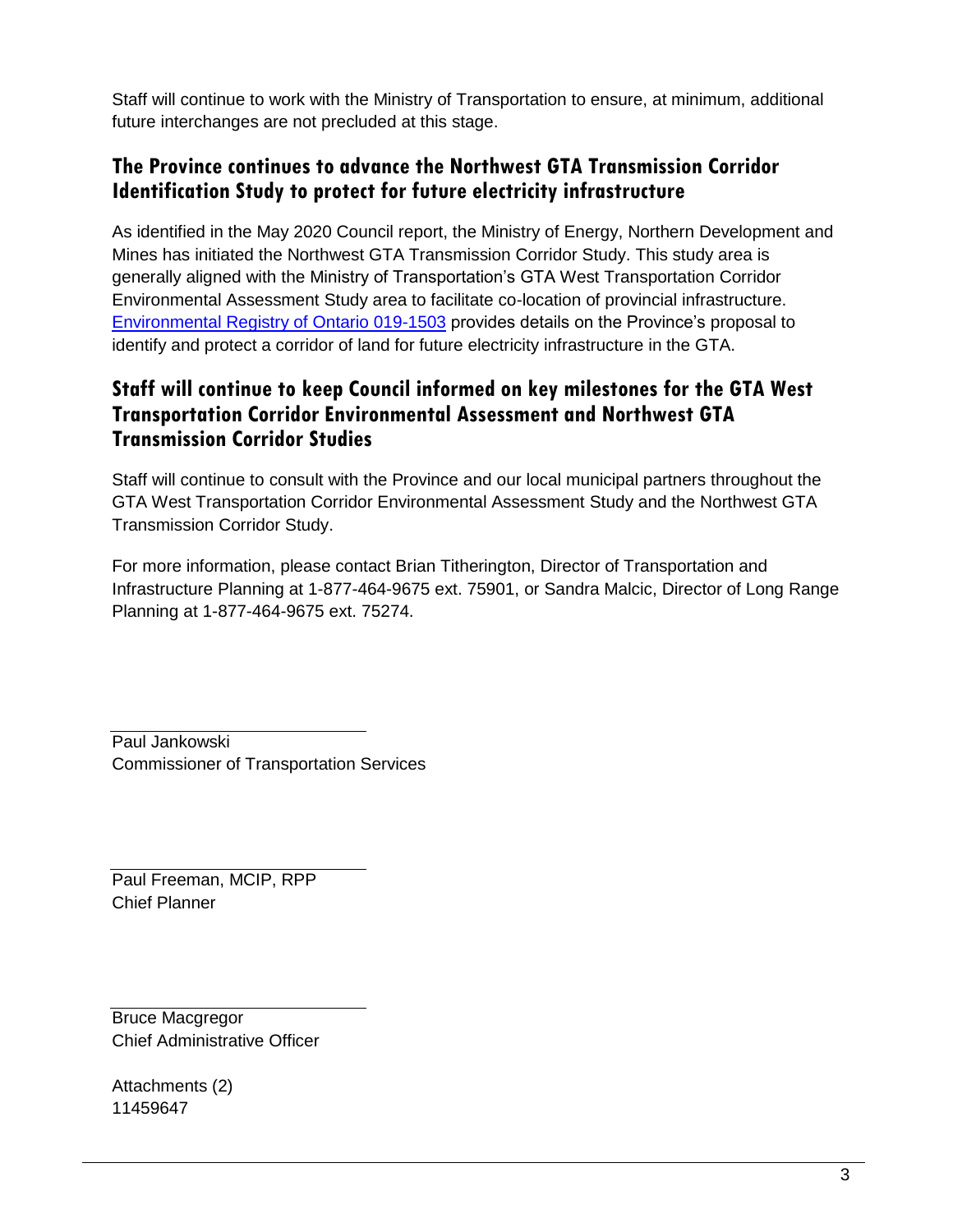Staff will continue to work with the Ministry of Transportation to ensure, at minimum, additional future interchanges are not precluded at this stage.

## The Province continues to advance the Northwest GTA Transmission Corridor Identification Study to protect for future electricity infrastructure

As identified in the May 2020 Council report, the Ministry of Energy, Northern Development and Mines has initiated the Northwest GTA Transmission Corridor Study. This study area is generally aligned with the Ministry of Transportation's GTA West Transportation Corridor Environmental Assessment Study area to facilitate co-location of provincial infrastructure. Environmental Registry of Ontario 019-1503 provides details on the Province's proposal to identify and protect a corridor of land for future electricity infrastructure in the GTA.

## Staff will continue to keep Council informed on key milestones for the GTA West Transportation Corridor Environmental Assessment and Northwest GTA Transmission Corridor Studies

Staff will continue to consult with the Province and our local municipal partners throughout the GTA West Transportation Corridor Environmental Assessment Study and the Northwest GTA Transmission Corridor Study.

For more information, please contact Brian Titherington, Director of Transportation and Infrastructure Planning at 1-877-464-9675 ext. 75901, or Sandra Malcic, Director of Long Range Planning at 1-877-464-9675 ext. 75274.

Paul Jankowski
Commissioner of Transportation Services

Paul Freeman, MCIP, RPP
Chief Planner

Bruce Macgregor
Chief Administrative Officer

Attachments (2)
11459647